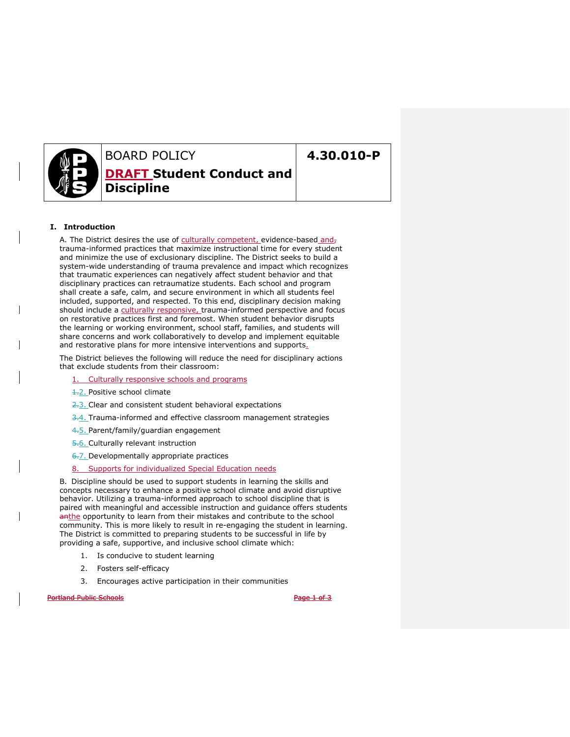# BOARD POLICY

## DRAFT Student Conduct and Discipline

**4.30.010-P**

### I. Introduction

A. The District desires the use of culturally competent, evidence-based and trauma-informed practices that maximize instructional time for every student and minimize the use of exclusionary discipline. The District seeks to build a system-wide understanding of trauma prevalence and impact which recognizes that traumatic experiences can negatively affect student behavior and that disciplinary practices can retraumatize students. Each school and program shall create a safe, calm, and secure environment in which all students feel included, supported, and respected. To this end, disciplinary decision making should include a culturally responsive, trauma-informed perspective and focus on restorative practices first and foremost. When student behavior disrupts the learning or working environment, school staff, families, and students will share concerns and work collaboratively to develop and implement equitable and restorative plans for more intensive interventions and supports.

The District believes the following will reduce the need for disciplinary actions that exclude students from their classroom:

1. Culturally responsive schools and programs
2. Positive school climate
3. Clear and consistent student behavioral expectations
4. Trauma-informed and effective classroom management strategies
5. Parent/family/guardian engagement
6. Culturally relevant instruction
7. Developmentally appropriate practices
8. Supports for individualized Special Education needs

B. Discipline should be used to support students in learning the skills and concepts necessary to enhance a positive school climate and avoid disruptive behavior. Utilizing a trauma-informed approach to school discipline that is paired with meaningful and accessible instruction and guidance offers students the opportunity to learn from their mistakes and contribute to the school community. This is more likely to result in re-engaging the student in learning. The District is committed to preparing students to be successful in life by providing a safe, supportive, and inclusive school climate which:

1. Is conducive to student learning
2. Fosters self-efficacy
3. Encourages active participation in their communities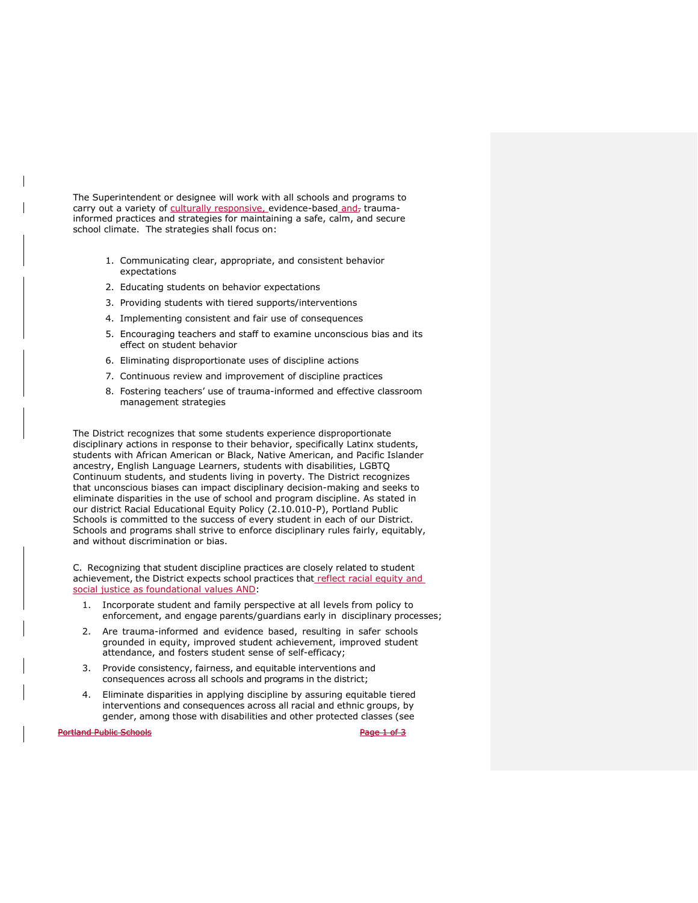The Superintendent or designee will work with all schools and programs to carry out a variety of culturally responsive, evidence-based and trauma-informed practices and strategies for maintaining a safe, calm, and secure school climate. The strategies shall focus on:

1. Communicating clear, appropriate, and consistent behavior expectations
2. Educating students on behavior expectations
3. Providing students with tiered supports/interventions
4. Implementing consistent and fair use of consequences
5. Encouraging teachers and staff to examine unconscious bias and its effect on student behavior
6. Eliminating disproportionate uses of discipline actions
7. Continuous review and improvement of discipline practices
8. Fostering teachers' use of trauma-informed and effective classroom management strategies

The District recognizes that some students experience disproportionate disciplinary actions in response to their behavior, specifically Latinx students, students with African American or Black, Native American, and Pacific Islander ancestry, English Language Learners, students with disabilities, LGBTQ Continuum students, and students living in poverty. The District recognizes that unconscious biases can impact disciplinary decision-making and seeks to eliminate disparities in the use of school and program discipline. As stated in our district Racial Educational Equity Policy (2.10.010-P), Portland Public Schools is committed to the success of every student in each of our District. Schools and programs shall strive to enforce disciplinary rules fairly, equitably, and without discrimination or bias.

C. Recognizing that student discipline practices are closely related to student achievement, the District expects school practices that reflect racial equity and social justice as foundational values AND:

1. Incorporate student and family perspective at all levels from policy to enforcement, and engage parents/guardians early in disciplinary processes;
2. Are trauma-informed and evidence based, resulting in safer schools grounded in equity, improved student achievement, improved student attendance, and fosters student sense of self-efficacy;
3. Provide consistency, fairness, and equitable interventions and consequences across all schools and programs in the district;
4. Eliminate disparities in applying discipline by assuring equitable tiered interventions and consequences across all racial and ethnic groups, by gender, among those with disabilities and other protected classes (see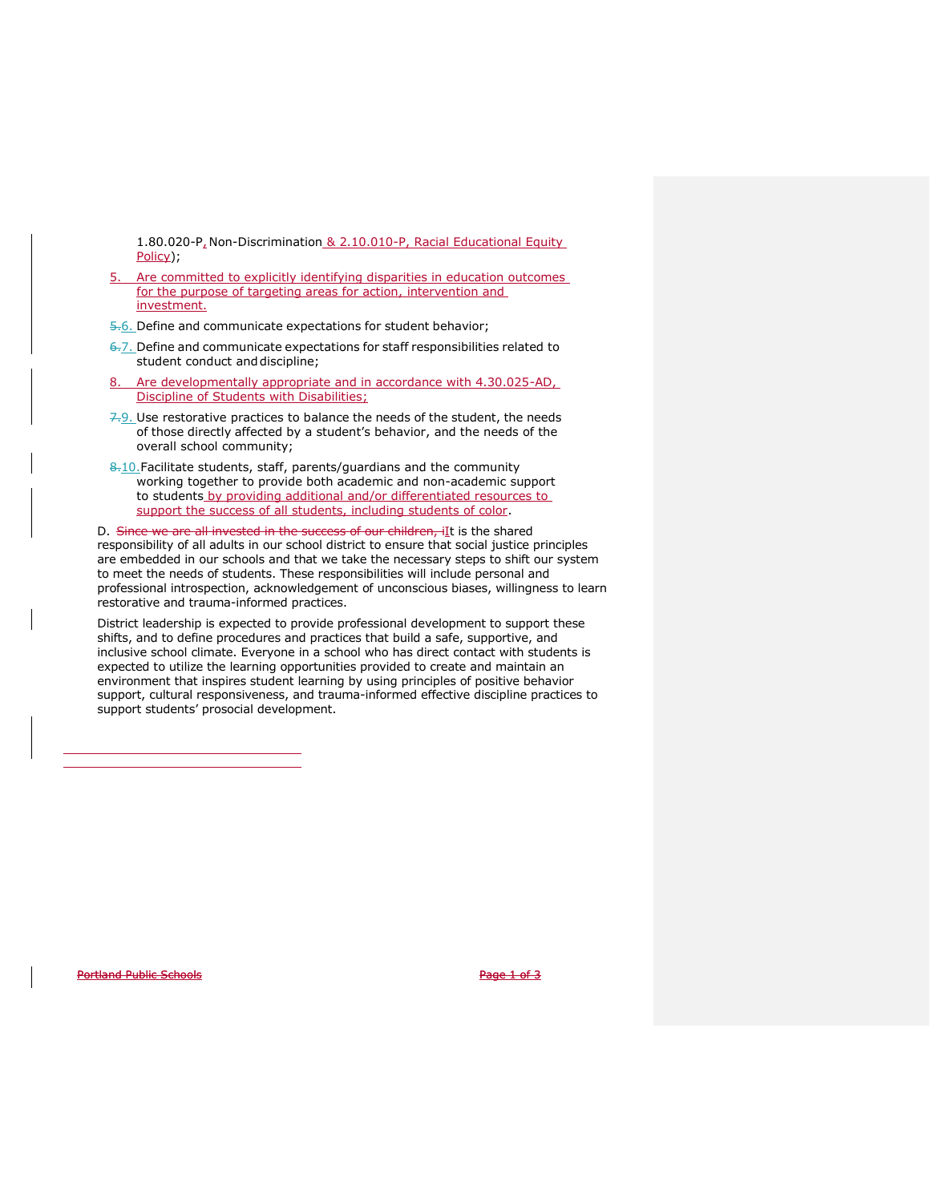1.80.020-P, Non-Discrimination & 2.10.010-P, Racial Educational Equity Policy);

5. Are committed to explicitly identifying disparities in education outcomes for the purpose of targeting areas for action, intervention and investment.

6. Define and communicate expectations for student behavior;

7. Define and communicate expectations for staff responsibilities related to student conduct and discipline;

8. Are developmentally appropriate and in accordance with 4.30.025-AD, Discipline of Students with Disabilities;

9. Use restorative practices to balance the needs of the student, the needs of those directly affected by a student's behavior, and the needs of the overall school community;

10. Facilitate students, staff, parents/guardians and the community working together to provide both academic and non-academic support to students by providing additional and/or differentiated resources to support the success of all students, including students of color.

D. It is the shared responsibility of all adults in our school district to ensure that social justice principles are embedded in our schools and that we take the necessary steps to shift our system to meet the needs of students. These responsibilities will include personal and professional introspection, acknowledgement of unconscious biases, willingness to learn restorative and trauma-informed practices.

District leadership is expected to provide professional development to support these shifts, and to define procedures and practices that build a safe, supportive, and inclusive school climate. Everyone in a school who has direct contact with students is expected to utilize the learning opportunities provided to create and maintain an environment that inspires student learning by using principles of positive behavior support, cultural responsiveness, and trauma-informed effective discipline practices to support students' prosocial development.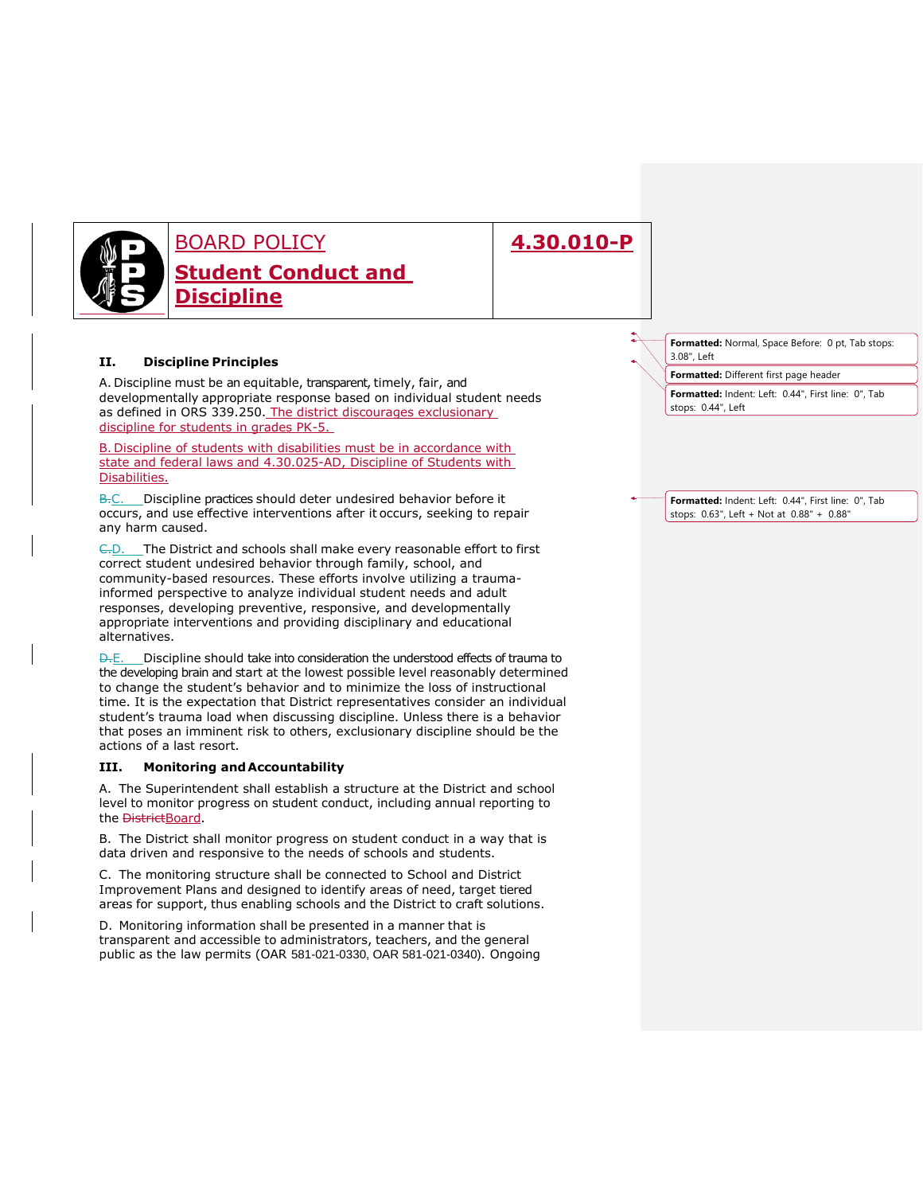| | BOARD POLICY<br>**Student Conduct and Discipline** | **4.30.010-P** |
|---|---|---|

### II. Discipline Principles

A. Discipline must be an equitable, transparent, timely, fair, and developmentally appropriate response based on individual student needs as defined in ORS 339.250. The district discourages exclusionary discipline for students in grades PK-5.

B. Discipline of students with disabilities must be in accordance with state and federal laws and 4.30.025-AD, Discipline of Students with Disabilities.

~~B.~~C. Discipline practices should deter undesired behavior before it occurs, and use effective interventions after it occurs, seeking to repair any harm caused.

~~C.~~D. The District and schools shall make every reasonable effort to first correct student undesired behavior through family, school, and community-based resources. These efforts involve utilizing a trauma-informed perspective to analyze individual student needs and adult responses, developing preventive, responsive, and developmentally appropriate interventions and providing disciplinary and educational alternatives.

~~D.~~E. Discipline should take into consideration the understood effects of trauma to the developing brain and start at the lowest possible level reasonably determined to change the student's behavior and to minimize the loss of instructional time. It is the expectation that District representatives consider an individual student's trauma load when discussing discipline. Unless there is a behavior that poses an imminent risk to others, exclusionary discipline should be the actions of a last resort.

### III. Monitoring and Accountability

A. The Superintendent shall establish a structure at the District and school level to monitor progress on student conduct, including annual reporting to the ~~District~~Board.

B. The District shall monitor progress on student conduct in a way that is data driven and responsive to the needs of schools and students.

C. The monitoring structure shall be connected to School and District Improvement Plans and designed to identify areas of need, target tiered areas for support, thus enabling schools and the District to craft solutions.

D. Monitoring information shall be presented in a manner that is transparent and accessible to administrators, teachers, and the general public as the law permits (OAR 581-021-0330, OAR 581-021-0340). Ongoing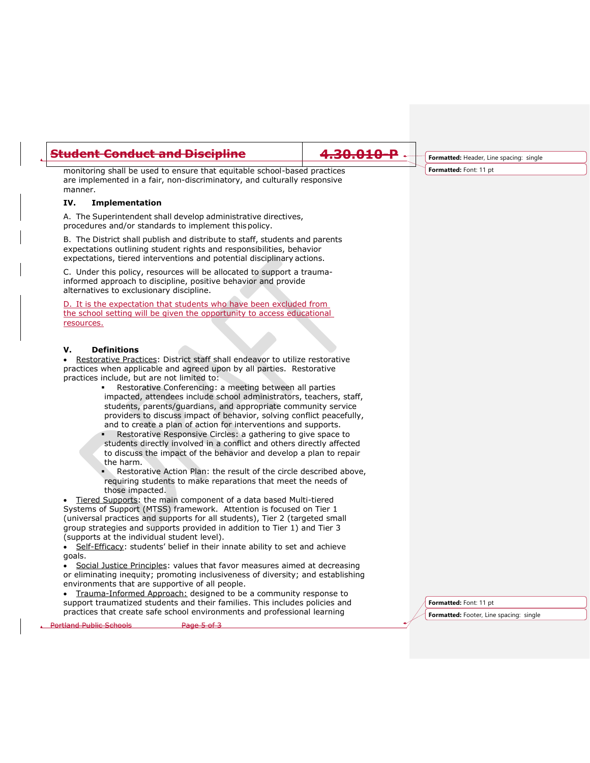monitoring shall be used to ensure that equitable school-based practices are implemented in a fair, non-discriminatory, and culturally responsive manner.

### IV. Implementation

A. The Superintendent shall develop administrative directives, procedures and/or standards to implement this policy.

B. The District shall publish and distribute to staff, students and parents expectations outlining student rights and responsibilities, behavior expectations, tiered interventions and potential disciplinary actions.

C. Under this policy, resources will be allocated to support a trauma-informed approach to discipline, positive behavior and provide alternatives to exclusionary discipline.

D. It is the expectation that students who have been excluded from the school setting will be given the opportunity to access educational resources.

### V. Definitions

- Restorative Practices: District staff shall endeavor to utilize restorative practices when applicable and agreed upon by all parties. Restorative practices include, but are not limited to:
  - Restorative Conferencing: a meeting between all parties impacted, attendees include school administrators, teachers, staff, students, parents/guardians, and appropriate community service providers to discuss impact of behavior, solving conflict peacefully, and to create a plan of action for interventions and supports.
  - Restorative Responsive Circles: a gathering to give space to students directly involved in a conflict and others directly affected to discuss the impact of the behavior and develop a plan to repair the harm.
  - Restorative Action Plan: the result of the circle described above, requiring students to make reparations that meet the needs of those impacted.
- Tiered Supports: the main component of a data based Multi-tiered Systems of Support (MTSS) framework. Attention is focused on Tier 1 (universal practices and supports for all students), Tier 2 (targeted small group strategies and supports provided in addition to Tier 1) and Tier 3 (supports at the individual student level).
- Self-Efficacy: students' belief in their innate ability to set and achieve goals.
- Social Justice Principles: values that favor measures aimed at decreasing or eliminating inequity; promoting inclusiveness of diversity; and establishing environments that are supportive of all people.
- Trauma-Informed Approach: designed to be a community response to support traumatized students and their families. This includes policies and practices that create safe school environments and professional learning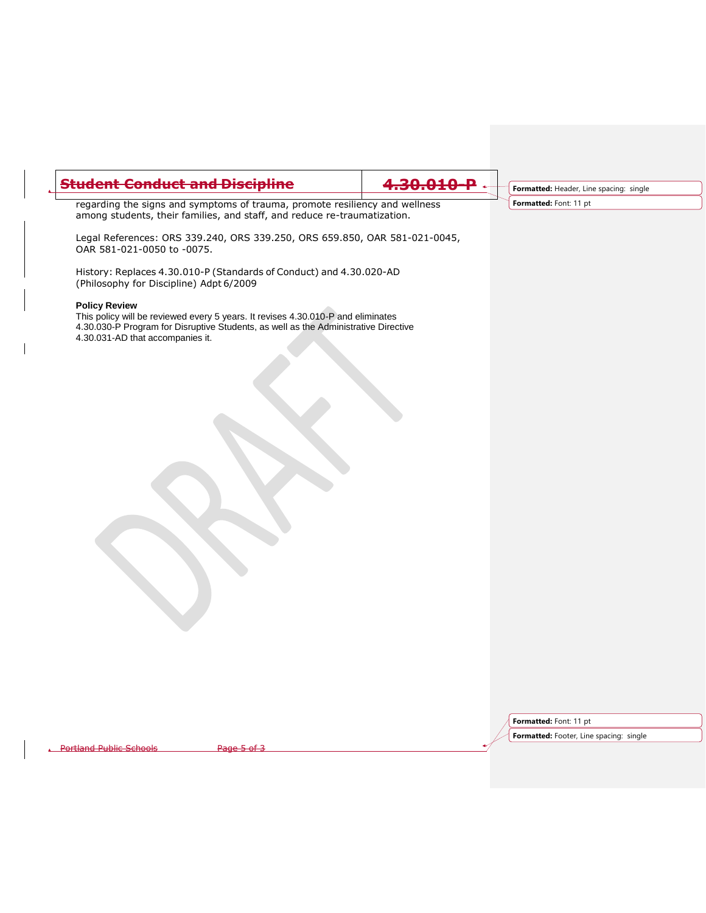regarding the signs and symptoms of trauma, promote resiliency and wellness among students, their families, and staff, and reduce re-traumatization.

Legal References: ORS 339.240, ORS 339.250, ORS 659.850, OAR 581-021-0045, OAR 581-021-0050 to -0075.

History: Replaces 4.30.010-P (Standards of Conduct) and 4.30.020-AD (Philosophy for Discipline) Adpt 6/2009

**Policy Review**

This policy will be reviewed every 5 years. It revises 4.30.010-P and eliminates 4.30.030-P Program for Disruptive Students, as well as the Administrative Directive 4.30.031-AD that accompanies it.